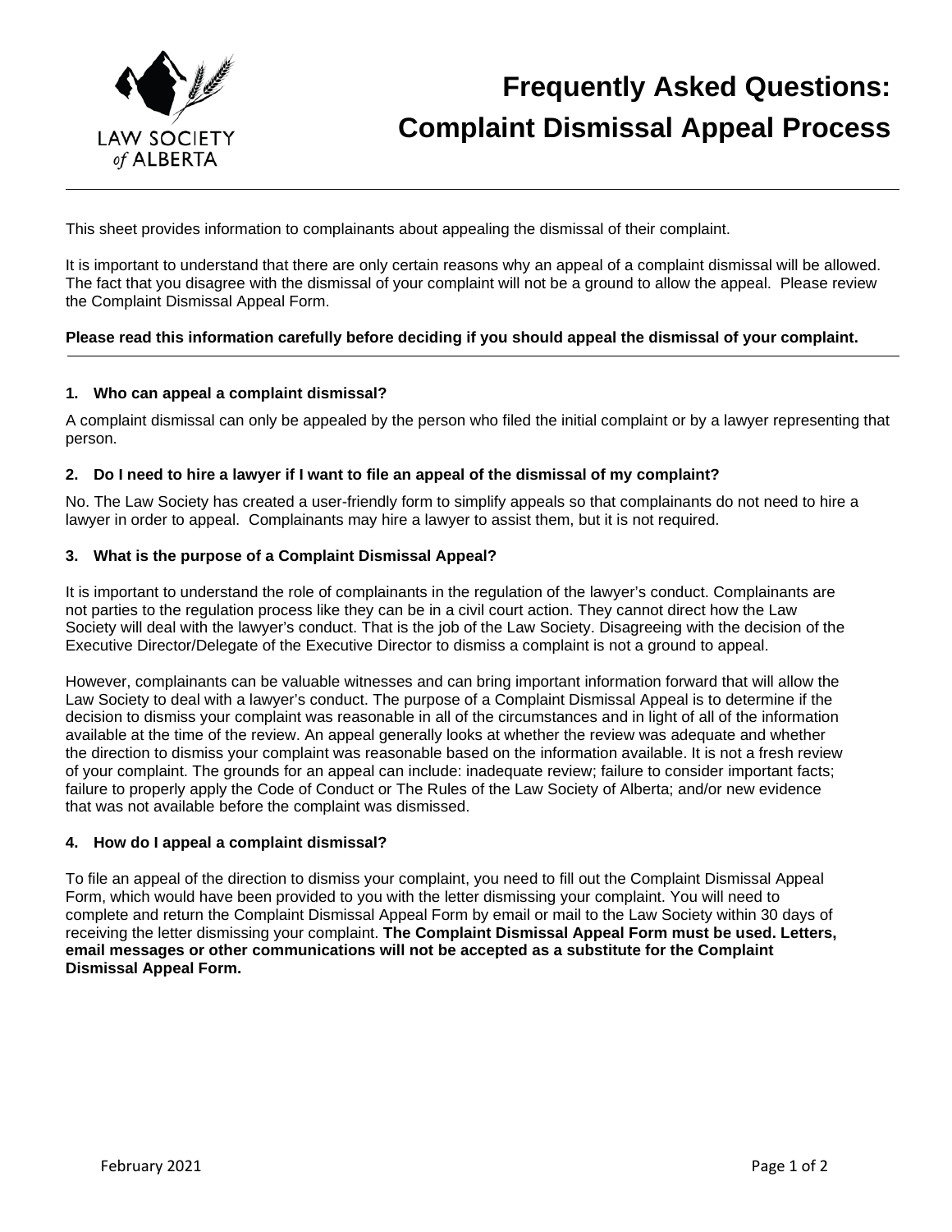LAW SOCIETY of ALBERTA

# Frequently Asked Questions: Complaint Dismissal Appeal Process

This sheet provides information to complainants about appealing the dismissal of their complaint.

It is important to understand that there are only certain reasons why an appeal of a complaint dismissal will be allowed. The fact that you disagree with the dismissal of your complaint will not be a ground to allow the appeal. Please review the Complaint Dismissal Appeal Form.

**Please read this information carefully before deciding if you should appeal the dismissal of your complaint.**

### 1. Who can appeal a complaint dismissal?

A complaint dismissal can only be appealed by the person who filed the initial complaint or by a lawyer representing that person.

### 2. Do I need to hire a lawyer if I want to file an appeal of the dismissal of my complaint?

No. The Law Society has created a user-friendly form to simplify appeals so that complainants do not need to hire a lawyer in order to appeal. Complainants may hire a lawyer to assist them, but it is not required.

### 3. What is the purpose of a Complaint Dismissal Appeal?

It is important to understand the role of complainants in the regulation of the lawyer's conduct. Complainants are not parties to the regulation process like they can be in a civil court action. They cannot direct how the Law Society will deal with the lawyer's conduct. That is the job of the Law Society. Disagreeing with the decision of the Executive Director/Delegate of the Executive Director to dismiss a complaint is not a ground to appeal.

However, complainants can be valuable witnesses and can bring important information forward that will allow the Law Society to deal with a lawyer's conduct. The purpose of a Complaint Dismissal Appeal is to determine if the decision to dismiss your complaint was reasonable in all of the circumstances and in light of all of the information available at the time of the review. An appeal generally looks at whether the review was adequate and whether the direction to dismiss your complaint was reasonable based on the information available. It is not a fresh review of your complaint. The grounds for an appeal can include: inadequate review; failure to consider important facts; failure to properly apply the Code of Conduct or The Rules of the Law Society of Alberta; and/or new evidence that was not available before the complaint was dismissed.

### 4. How do I appeal a complaint dismissal?

To file an appeal of the direction to dismiss your complaint, you need to fill out the Complaint Dismissal Appeal Form, which would have been provided to you with the letter dismissing your complaint. You will need to complete and return the Complaint Dismissal Appeal Form by email or mail to the Law Society within 30 days of receiving the letter dismissing your complaint. **The Complaint Dismissal Appeal Form must be used. Letters, email messages or other communications will not be accepted as a substitute for the Complaint Dismissal Appeal Form.**

February 2021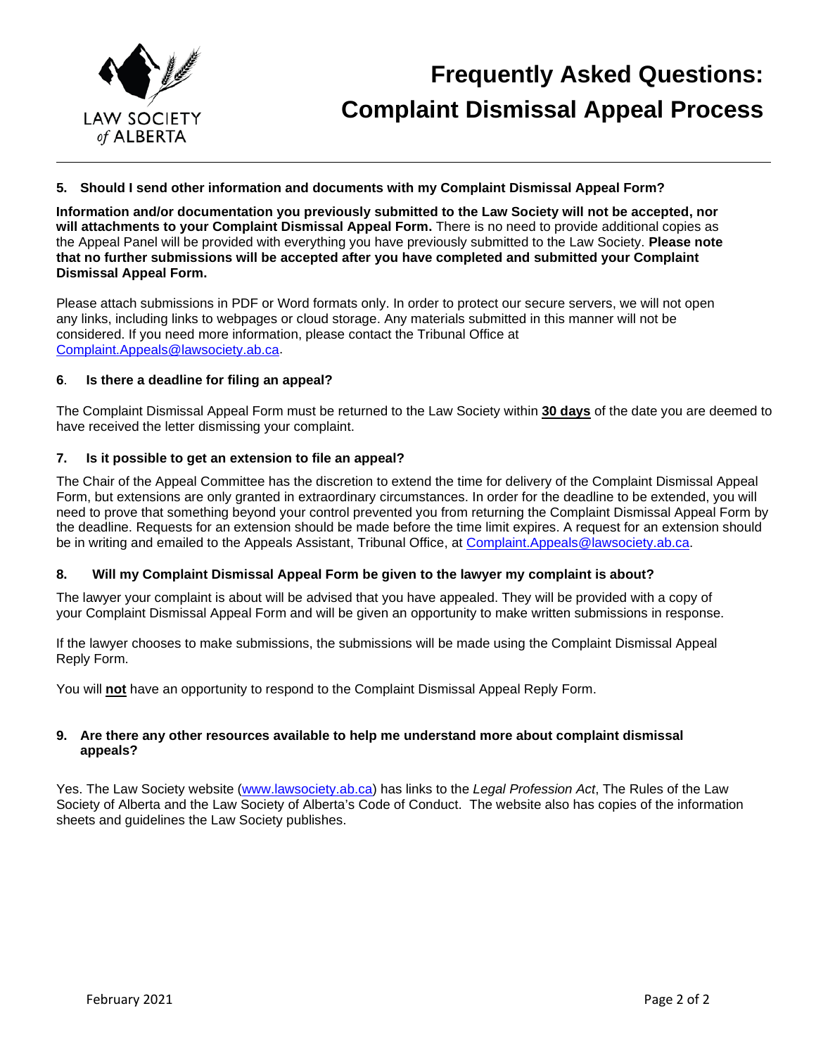# Frequently Asked Questions: Complaint Dismissal Appeal Process

### 5. Should I send other information and documents with my Complaint Dismissal Appeal Form?

**Information and/or documentation you previously submitted to the Law Society will not be accepted, nor will attachments to your Complaint Dismissal Appeal Form.** There is no need to provide additional copies as the Appeal Panel will be provided with everything you have previously submitted to the Law Society. **Please note that no further submissions will be accepted after you have completed and submitted your Complaint Dismissal Appeal Form.**

Please attach submissions in PDF or Word formats only. In order to protect our secure servers, we will not open any links, including links to webpages or cloud storage. Any materials submitted in this manner will not be considered. If you need more information, please contact the Tribunal Office at Complaint.Appeals@lawsociety.ab.ca.

### 6. Is there a deadline for filing an appeal?

The Complaint Dismissal Appeal Form must be returned to the Law Society within **30 days** of the date you are deemed to have received the letter dismissing your complaint.

### 7. Is it possible to get an extension to file an appeal?

The Chair of the Appeal Committee has the discretion to extend the time for delivery of the Complaint Dismissal Appeal Form, but extensions are only granted in extraordinary circumstances. In order for the deadline to be extended, you will need to prove that something beyond your control prevented you from returning the Complaint Dismissal Appeal Form by the deadline. Requests for an extension should be made before the time limit expires. A request for an extension should be in writing and emailed to the Appeals Assistant, Tribunal Office, at Complaint.Appeals@lawsociety.ab.ca.

### 8. Will my Complaint Dismissal Appeal Form be given to the lawyer my complaint is about?

The lawyer your complaint is about will be advised that you have appealed. They will be provided with a copy of your Complaint Dismissal Appeal Form and will be given an opportunity to make written submissions in response.

If the lawyer chooses to make submissions, the submissions will be made using the Complaint Dismissal Appeal Reply Form.

You will **not** have an opportunity to respond to the Complaint Dismissal Appeal Reply Form.

### 9. Are there any other resources available to help me understand more about complaint dismissal appeals?

Yes. The Law Society website (www.lawsociety.ab.ca) has links to the *Legal Profession Act*, The Rules of the Law Society of Alberta and the Law Society of Alberta's Code of Conduct. The website also has copies of the information sheets and guidelines the Law Society publishes.

February 2021